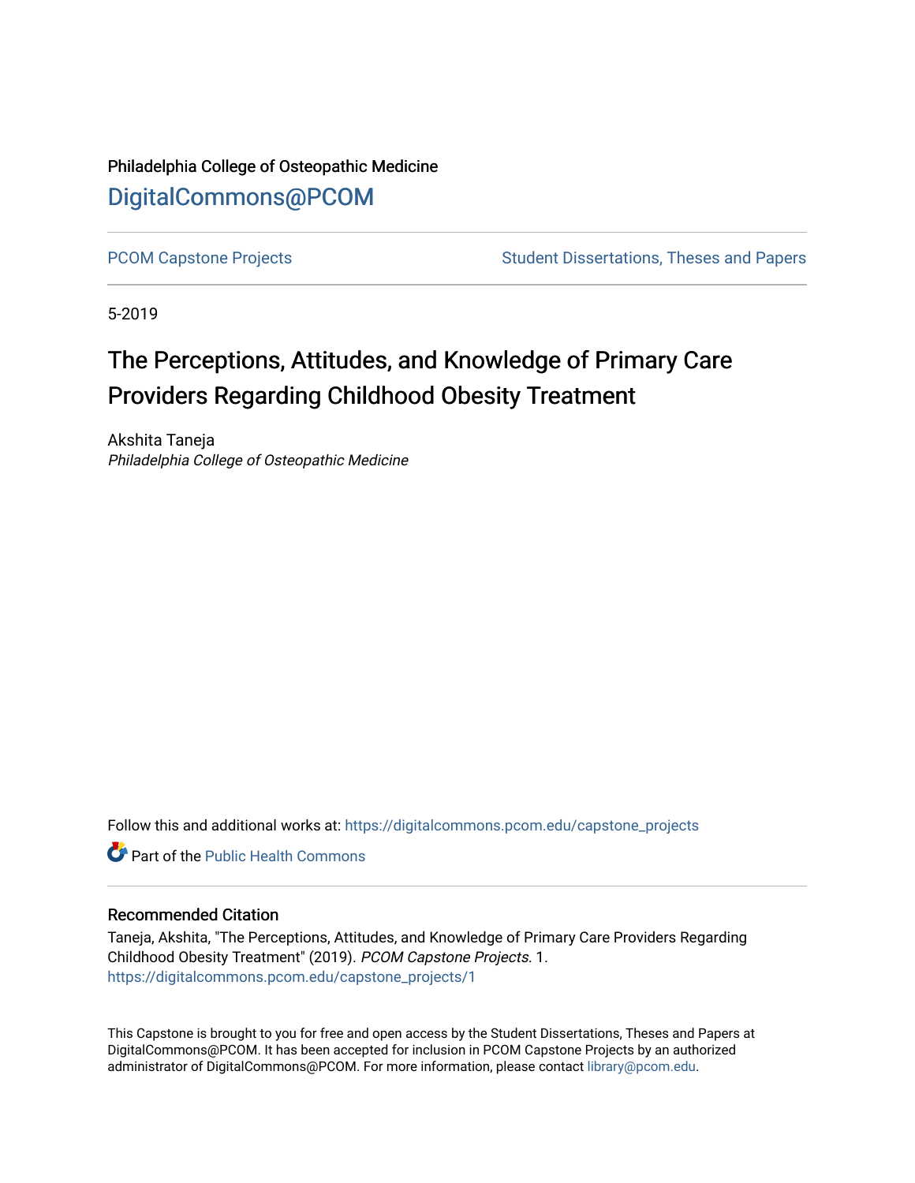Philadelphia College of Osteopathic Medicine

DigitalCommons@PCOM

PCOM Capstone Projects | Student Dissertations, Theses and Papers

5-2019

# The Perceptions, Attitudes, and Knowledge of Primary Care Providers Regarding Childhood Obesity Treatment

Akshita Taneja
*Philadelphia College of Osteopathic Medicine*

Follow this and additional works at: https://digitalcommons.pcom.edu/capstone_projects

Part of the Public Health Commons

## Recommended Citation

Taneja, Akshita, "The Perceptions, Attitudes, and Knowledge of Primary Care Providers Regarding Childhood Obesity Treatment" (2019). *PCOM Capstone Projects*. 1.
https://digitalcommons.pcom.edu/capstone_projects/1

This Capstone is brought to you for free and open access by the Student Dissertations, Theses and Papers at DigitalCommons@PCOM. It has been accepted for inclusion in PCOM Capstone Projects by an authorized administrator of DigitalCommons@PCOM. For more information, please contact library@pcom.edu.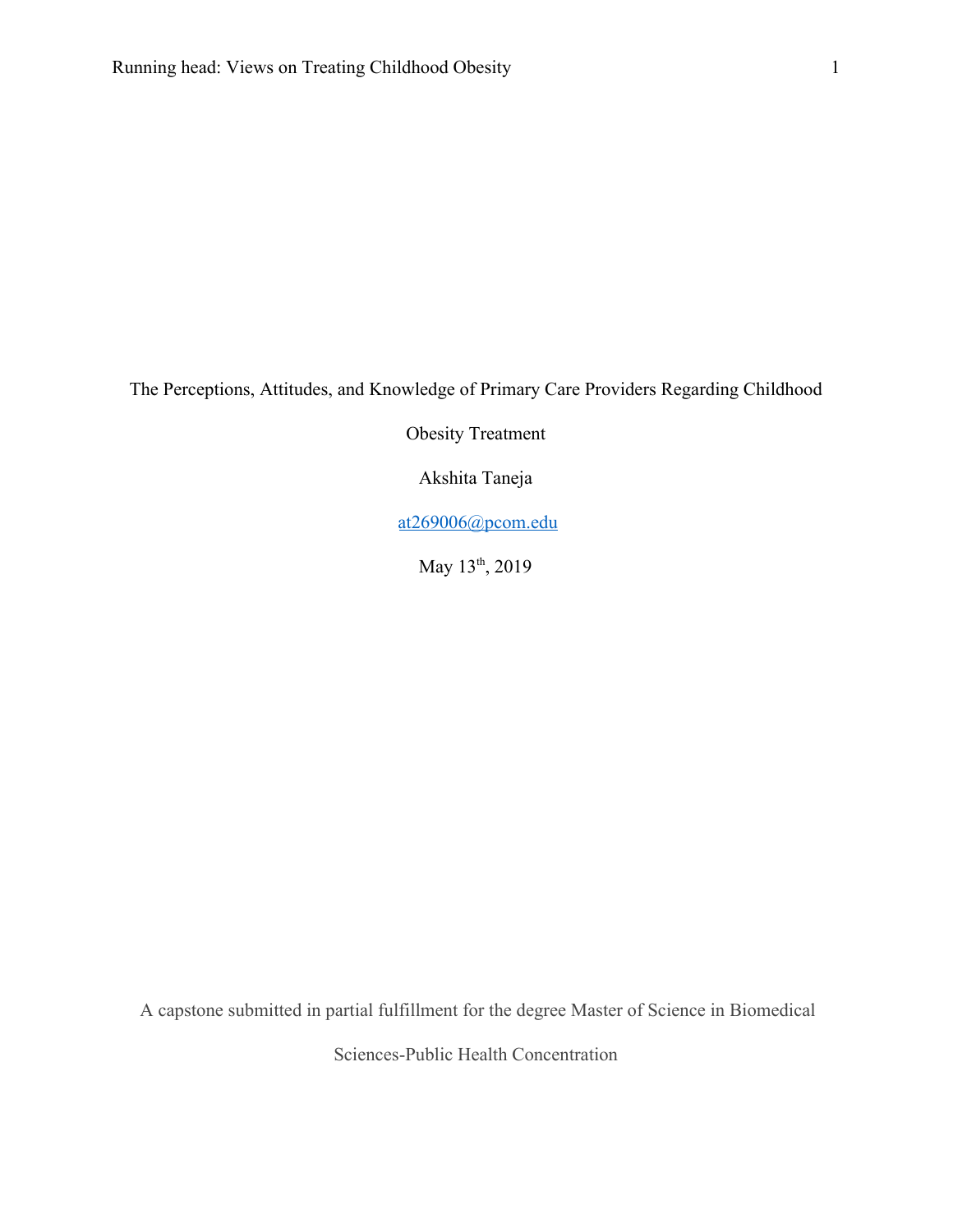The Perceptions, Attitudes, and Knowledge of Primary Care Providers Regarding Childhood Obesity Treatment

Akshita Taneja

at269006@pcom.edu

May 13th, 2019

A capstone submitted in partial fulfillment for the degree Master of Science in Biomedical Sciences-Public Health Concentration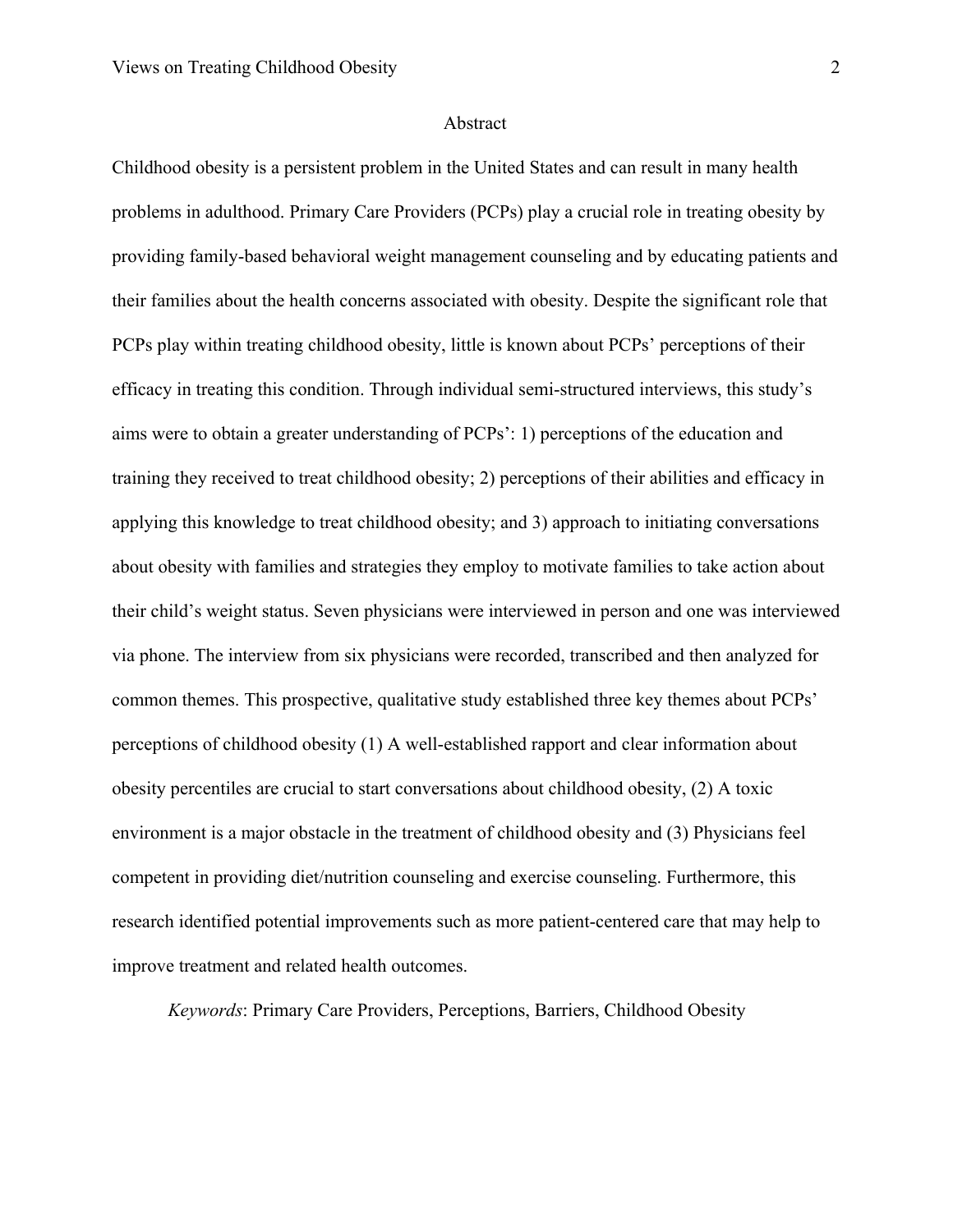## Abstract

Childhood obesity is a persistent problem in the United States and can result in many health problems in adulthood. Primary Care Providers (PCPs) play a crucial role in treating obesity by providing family-based behavioral weight management counseling and by educating patients and their families about the health concerns associated with obesity. Despite the significant role that PCPs play within treating childhood obesity, little is known about PCPs' perceptions of their efficacy in treating this condition. Through individual semi-structured interviews, this study's aims were to obtain a greater understanding of PCPs': 1) perceptions of the education and training they received to treat childhood obesity; 2) perceptions of their abilities and efficacy in applying this knowledge to treat childhood obesity; and 3) approach to initiating conversations about obesity with families and strategies they employ to motivate families to take action about their child's weight status. Seven physicians were interviewed in person and one was interviewed via phone. The interview from six physicians were recorded, transcribed and then analyzed for common themes. This prospective, qualitative study established three key themes about PCPs' perceptions of childhood obesity (1) A well-established rapport and clear information about obesity percentiles are crucial to start conversations about childhood obesity, (2) A toxic environment is a major obstacle in the treatment of childhood obesity and (3) Physicians feel competent in providing diet/nutrition counseling and exercise counseling. Furthermore, this research identified potential improvements such as more patient-centered care that may help to improve treatment and related health outcomes.

*Keywords*: Primary Care Providers, Perceptions, Barriers, Childhood Obesity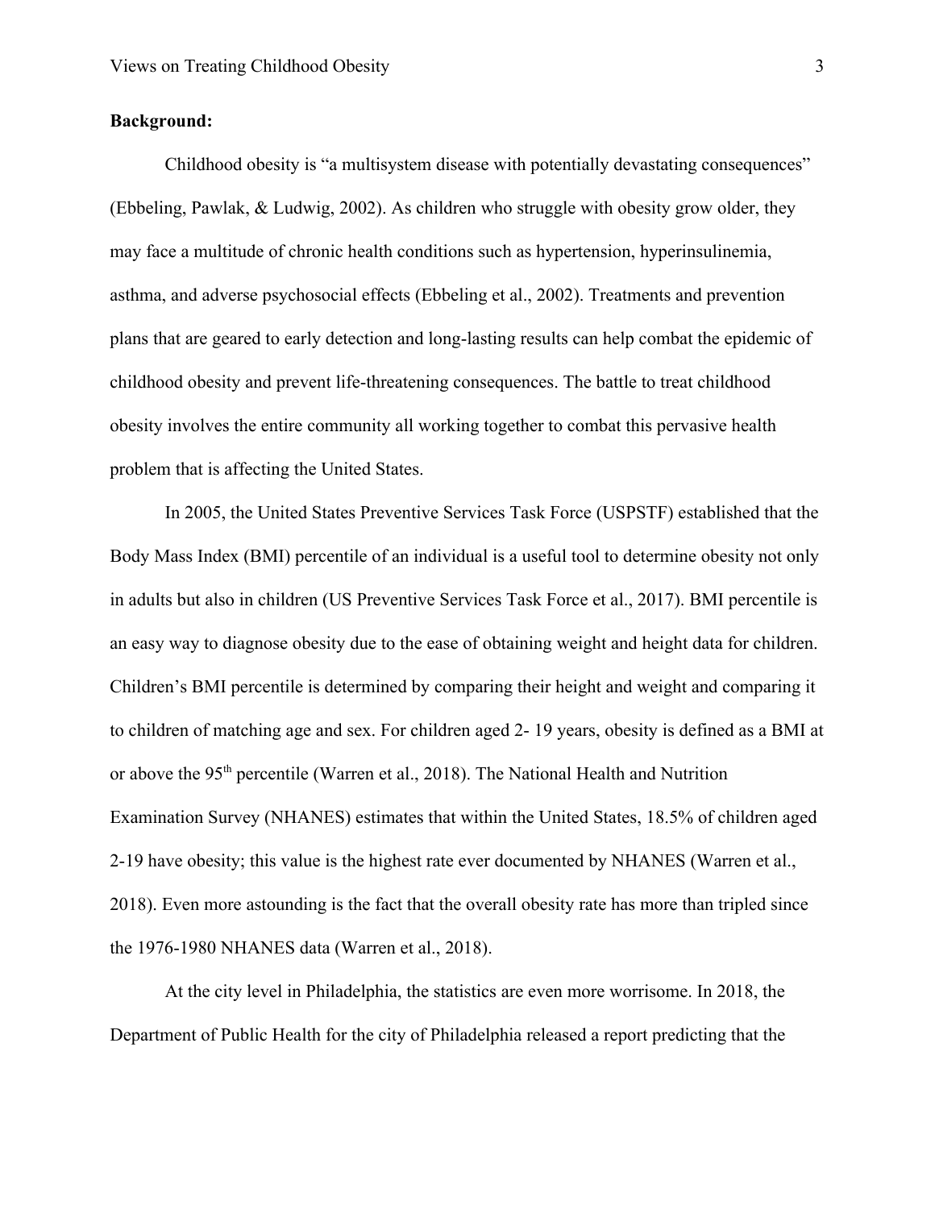**Background:**

Childhood obesity is "a multisystem disease with potentially devastating consequences" (Ebbeling, Pawlak, & Ludwig, 2002). As children who struggle with obesity grow older, they may face a multitude of chronic health conditions such as hypertension, hyperinsulinemia, asthma, and adverse psychosocial effects (Ebbeling et al., 2002). Treatments and prevention plans that are geared to early detection and long-lasting results can help combat the epidemic of childhood obesity and prevent life-threatening consequences. The battle to treat childhood obesity involves the entire community all working together to combat this pervasive health problem that is affecting the United States.

In 2005, the United States Preventive Services Task Force (USPSTF) established that the Body Mass Index (BMI) percentile of an individual is a useful tool to determine obesity not only in adults but also in children (US Preventive Services Task Force et al., 2017). BMI percentile is an easy way to diagnose obesity due to the ease of obtaining weight and height data for children. Children's BMI percentile is determined by comparing their height and weight and comparing it to children of matching age and sex. For children aged 2- 19 years, obesity is defined as a BMI at or above the 95th percentile (Warren et al., 2018). The National Health and Nutrition Examination Survey (NHANES) estimates that within the United States, 18.5% of children aged 2-19 have obesity; this value is the highest rate ever documented by NHANES (Warren et al., 2018). Even more astounding is the fact that the overall obesity rate has more than tripled since the 1976-1980 NHANES data (Warren et al., 2018).

At the city level in Philadelphia, the statistics are even more worrisome. In 2018, the Department of Public Health for the city of Philadelphia released a report predicting that the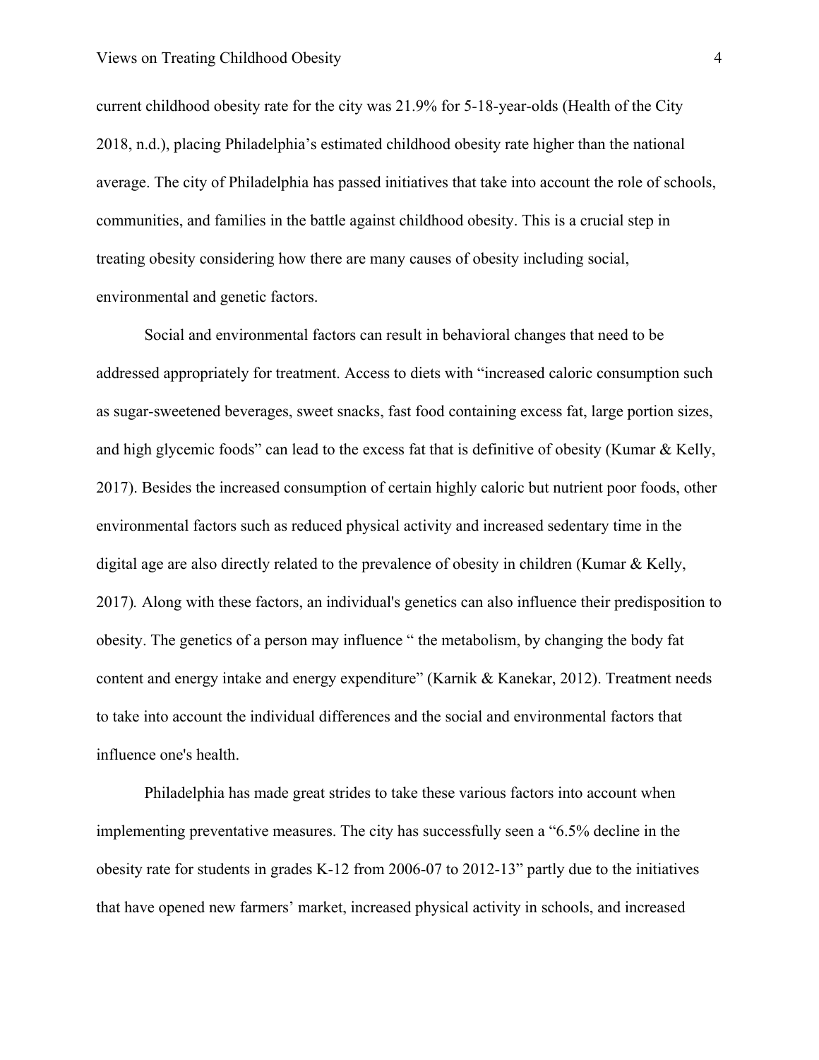current childhood obesity rate for the city was 21.9% for 5-18-year-olds (Health of the City 2018, n.d.), placing Philadelphia's estimated childhood obesity rate higher than the national average. The city of Philadelphia has passed initiatives that take into account the role of schools, communities, and families in the battle against childhood obesity. This is a crucial step in treating obesity considering how there are many causes of obesity including social, environmental and genetic factors.

Social and environmental factors can result in behavioral changes that need to be addressed appropriately for treatment. Access to diets with "increased caloric consumption such as sugar-sweetened beverages, sweet snacks, fast food containing excess fat, large portion sizes, and high glycemic foods" can lead to the excess fat that is definitive of obesity (Kumar & Kelly, 2017). Besides the increased consumption of certain highly caloric but nutrient poor foods, other environmental factors such as reduced physical activity and increased sedentary time in the digital age are also directly related to the prevalence of obesity in children (Kumar & Kelly, 2017). Along with these factors, an individual's genetics can also influence their predisposition to obesity. The genetics of a person may influence " the metabolism, by changing the body fat content and energy intake and energy expenditure" (Karnik & Kanekar, 2012). Treatment needs to take into account the individual differences and the social and environmental factors that influence one's health.

Philadelphia has made great strides to take these various factors into account when implementing preventative measures. The city has successfully seen a "6.5% decline in the obesity rate for students in grades K-12 from 2006-07 to 2012-13" partly due to the initiatives that have opened new farmers' market, increased physical activity in schools, and increased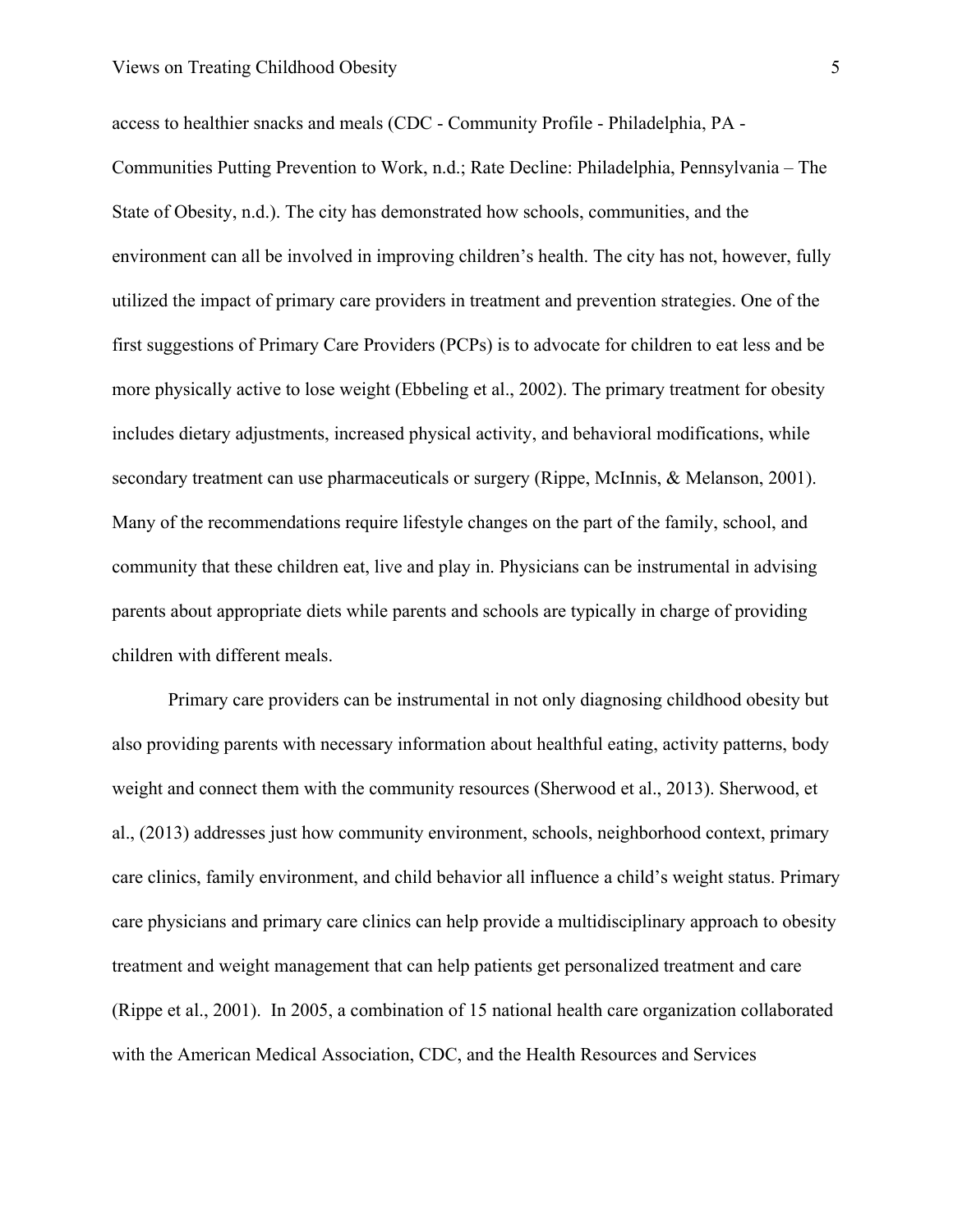access to healthier snacks and meals (CDC - Community Profile - Philadelphia, PA - Communities Putting Prevention to Work, n.d.; Rate Decline: Philadelphia, Pennsylvania – The State of Obesity, n.d.). The city has demonstrated how schools, communities, and the environment can all be involved in improving children's health. The city has not, however, fully utilized the impact of primary care providers in treatment and prevention strategies. One of the first suggestions of Primary Care Providers (PCPs) is to advocate for children to eat less and be more physically active to lose weight (Ebbeling et al., 2002). The primary treatment for obesity includes dietary adjustments, increased physical activity, and behavioral modifications, while secondary treatment can use pharmaceuticals or surgery (Rippe, McInnis, & Melanson, 2001). Many of the recommendations require lifestyle changes on the part of the family, school, and community that these children eat, live and play in. Physicians can be instrumental in advising parents about appropriate diets while parents and schools are typically in charge of providing children with different meals.

Primary care providers can be instrumental in not only diagnosing childhood obesity but also providing parents with necessary information about healthful eating, activity patterns, body weight and connect them with the community resources (Sherwood et al., 2013). Sherwood, et al., (2013) addresses just how community environment, schools, neighborhood context, primary care clinics, family environment, and child behavior all influence a child's weight status. Primary care physicians and primary care clinics can help provide a multidisciplinary approach to obesity treatment and weight management that can help patients get personalized treatment and care (Rippe et al., 2001). In 2005, a combination of 15 national health care organization collaborated with the American Medical Association, CDC, and the Health Resources and Services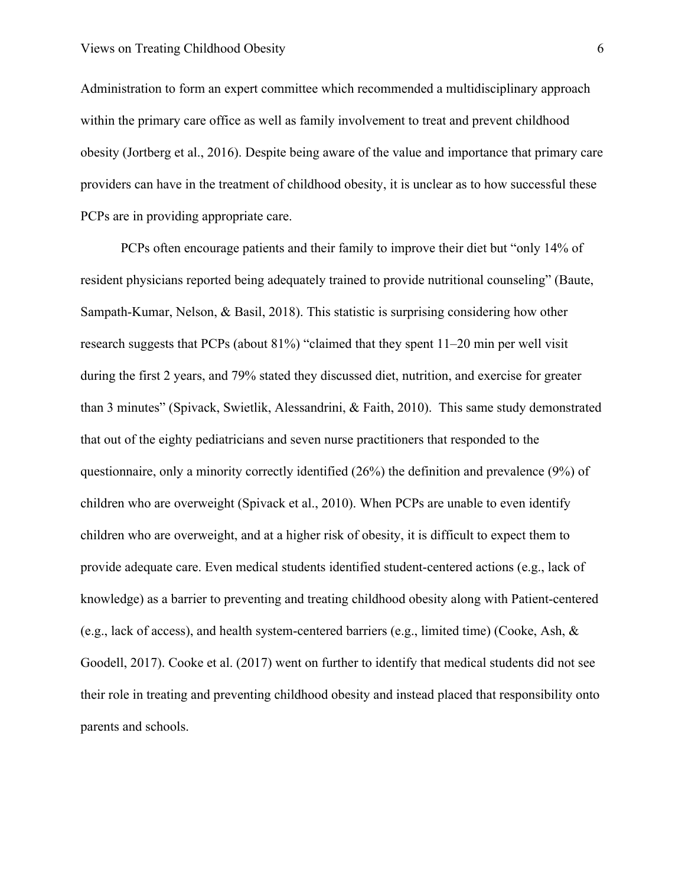Administration to form an expert committee which recommended a multidisciplinary approach within the primary care office as well as family involvement to treat and prevent childhood obesity (Jortberg et al., 2016). Despite being aware of the value and importance that primary care providers can have in the treatment of childhood obesity, it is unclear as to how successful these PCPs are in providing appropriate care.

PCPs often encourage patients and their family to improve their diet but "only 14% of resident physicians reported being adequately trained to provide nutritional counseling" (Baute, Sampath-Kumar, Nelson, & Basil, 2018). This statistic is surprising considering how other research suggests that PCPs (about 81%) "claimed that they spent 11–20 min per well visit during the first 2 years, and 79% stated they discussed diet, nutrition, and exercise for greater than 3 minutes" (Spivack, Swietlik, Alessandrini, & Faith, 2010). This same study demonstrated that out of the eighty pediatricians and seven nurse practitioners that responded to the questionnaire, only a minority correctly identified (26%) the definition and prevalence (9%) of children who are overweight (Spivack et al., 2010). When PCPs are unable to even identify children who are overweight, and at a higher risk of obesity, it is difficult to expect them to provide adequate care. Even medical students identified student-centered actions (e.g., lack of knowledge) as a barrier to preventing and treating childhood obesity along with Patient-centered (e.g., lack of access), and health system-centered barriers (e.g., limited time) (Cooke, Ash, & Goodell, 2017). Cooke et al. (2017) went on further to identify that medical students did not see their role in treating and preventing childhood obesity and instead placed that responsibility onto parents and schools.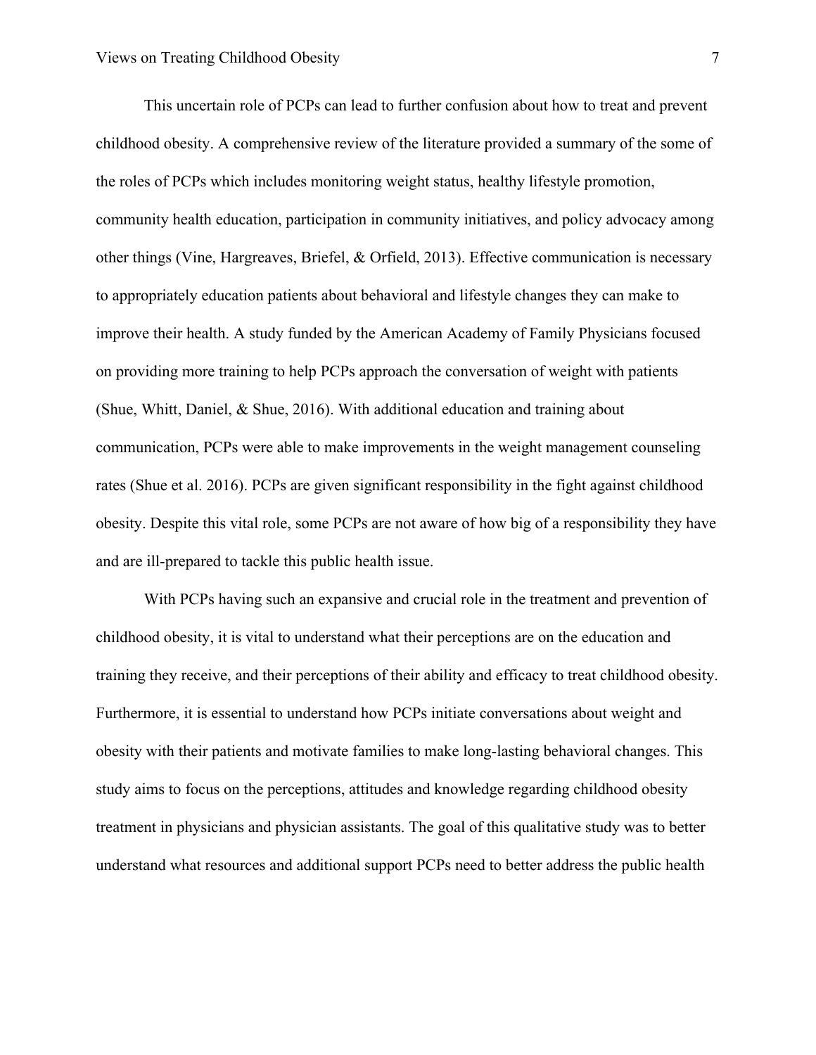This uncertain role of PCPs can lead to further confusion about how to treat and prevent childhood obesity. A comprehensive review of the literature provided a summary of the some of the roles of PCPs which includes monitoring weight status, healthy lifestyle promotion, community health education, participation in community initiatives, and policy advocacy among other things (Vine, Hargreaves, Briefel, & Orfield, 2013). Effective communication is necessary to appropriately education patients about behavioral and lifestyle changes they can make to improve their health. A study funded by the American Academy of Family Physicians focused on providing more training to help PCPs approach the conversation of weight with patients (Shue, Whitt, Daniel, & Shue, 2016). With additional education and training about communication, PCPs were able to make improvements in the weight management counseling rates (Shue et al. 2016). PCPs are given significant responsibility in the fight against childhood obesity. Despite this vital role, some PCPs are not aware of how big of a responsibility they have and are ill-prepared to tackle this public health issue.

With PCPs having such an expansive and crucial role in the treatment and prevention of childhood obesity, it is vital to understand what their perceptions are on the education and training they receive, and their perceptions of their ability and efficacy to treat childhood obesity. Furthermore, it is essential to understand how PCPs initiate conversations about weight and obesity with their patients and motivate families to make long-lasting behavioral changes. This study aims to focus on the perceptions, attitudes and knowledge regarding childhood obesity treatment in physicians and physician assistants. The goal of this qualitative study was to better understand what resources and additional support PCPs need to better address the public health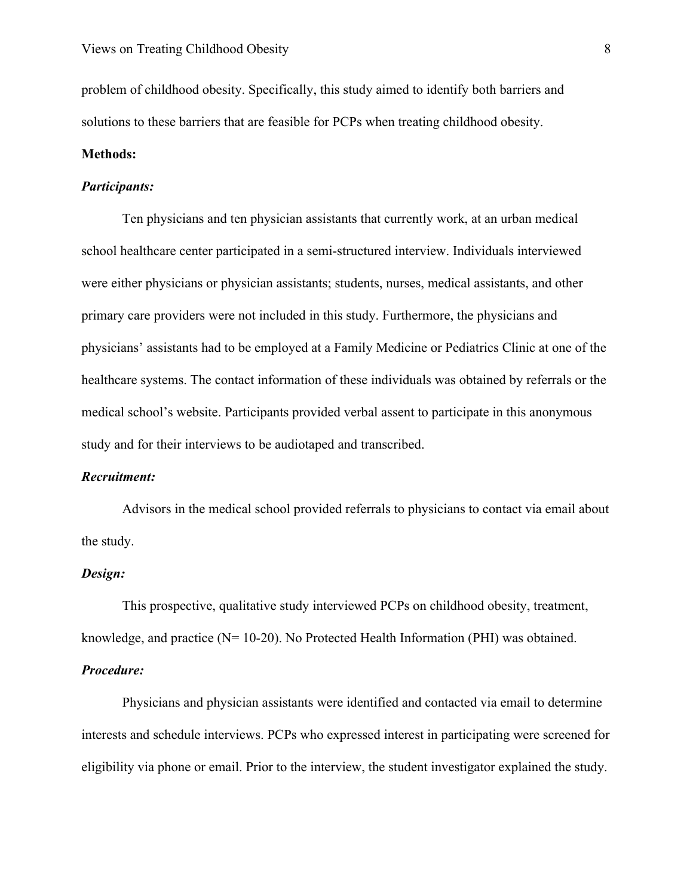problem of childhood obesity. Specifically, this study aimed to identify both barriers and solutions to these barriers that are feasible for PCPs when treating childhood obesity.

**Methods:**

***Participants:***

Ten physicians and ten physician assistants that currently work, at an urban medical school healthcare center participated in a semi-structured interview. Individuals interviewed were either physicians or physician assistants; students, nurses, medical assistants, and other primary care providers were not included in this study. Furthermore, the physicians and physicians' assistants had to be employed at a Family Medicine or Pediatrics Clinic at one of the healthcare systems. The contact information of these individuals was obtained by referrals or the medical school's website. Participants provided verbal assent to participate in this anonymous study and for their interviews to be audiotaped and transcribed.

***Recruitment:***

Advisors in the medical school provided referrals to physicians to contact via email about the study.

***Design:***

This prospective, qualitative study interviewed PCPs on childhood obesity, treatment, knowledge, and practice (N= 10-20). No Protected Health Information (PHI) was obtained.

***Procedure:***

Physicians and physician assistants were identified and contacted via email to determine interests and schedule interviews. PCPs who expressed interest in participating were screened for eligibility via phone or email. Prior to the interview, the student investigator explained the study.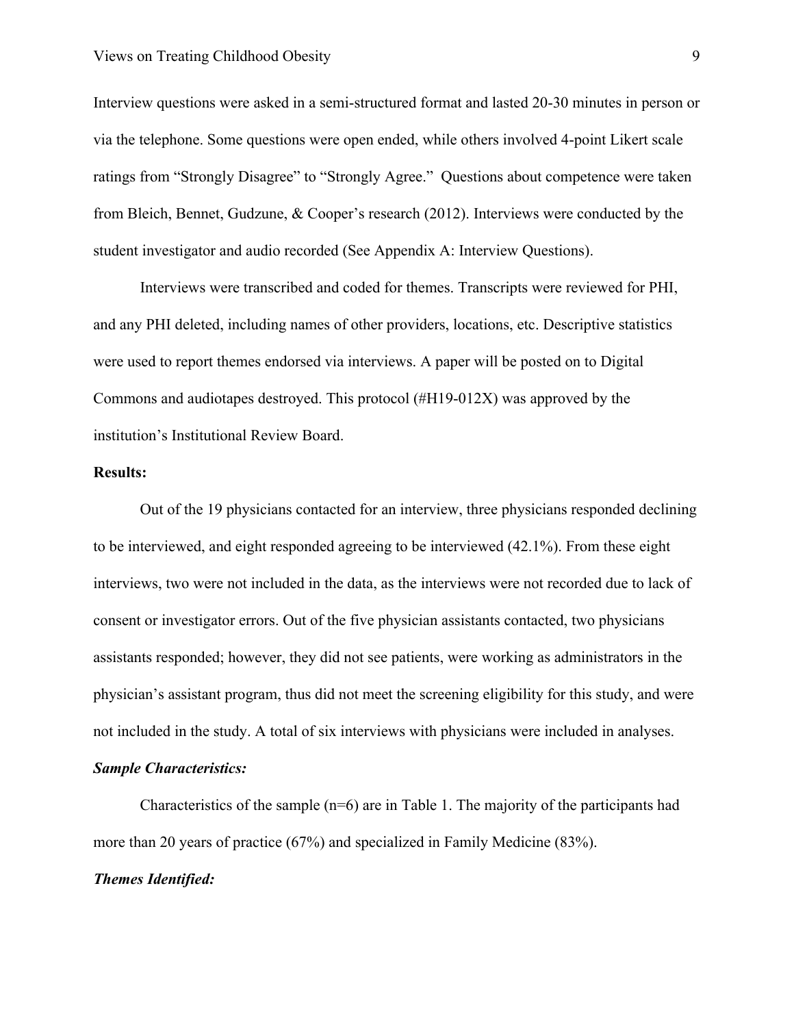Interview questions were asked in a semi-structured format and lasted 20-30 minutes in person or via the telephone. Some questions were open ended, while others involved 4-point Likert scale ratings from "Strongly Disagree" to "Strongly Agree." Questions about competence were taken from Bleich, Bennet, Gudzune, & Cooper's research (2012). Interviews were conducted by the student investigator and audio recorded (See Appendix A: Interview Questions).

Interviews were transcribed and coded for themes. Transcripts were reviewed for PHI, and any PHI deleted, including names of other providers, locations, etc. Descriptive statistics were used to report themes endorsed via interviews. A paper will be posted on to Digital Commons and audiotapes destroyed. This protocol (#H19-012X) was approved by the institution's Institutional Review Board.

**Results:**

Out of the 19 physicians contacted for an interview, three physicians responded declining to be interviewed, and eight responded agreeing to be interviewed (42.1%). From these eight interviews, two were not included in the data, as the interviews were not recorded due to lack of consent or investigator errors. Out of the five physician assistants contacted, two physicians assistants responded; however, they did not see patients, were working as administrators in the physician's assistant program, thus did not meet the screening eligibility for this study, and were not included in the study. A total of six interviews with physicians were included in analyses.

***Sample Characteristics:***

Characteristics of the sample (n=6) are in Table 1. The majority of the participants had more than 20 years of practice (67%) and specialized in Family Medicine (83%).

***Themes Identified:***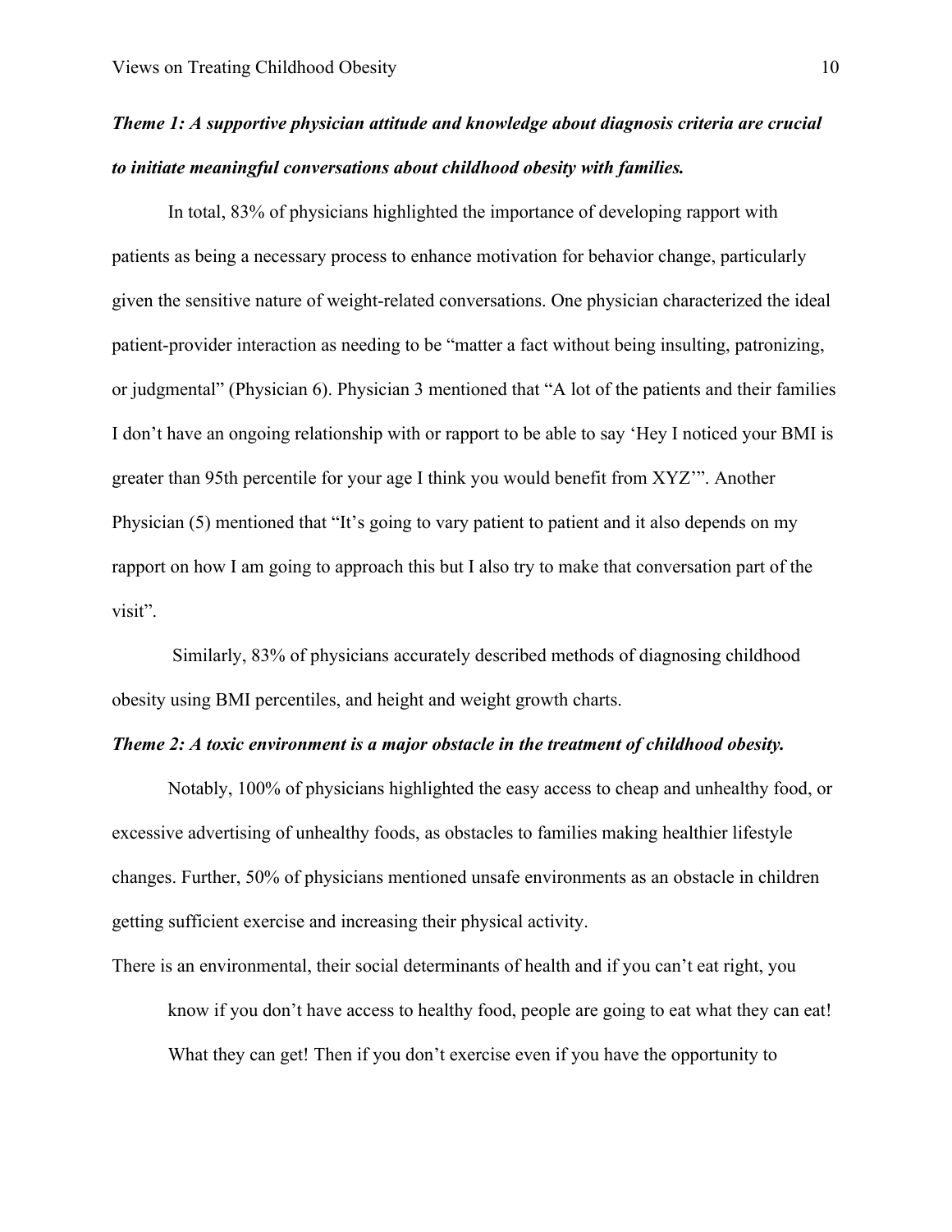***Theme 1: A supportive physician attitude and knowledge about diagnosis criteria are crucial to initiate meaningful conversations about childhood obesity with families.***

In total, 83% of physicians highlighted the importance of developing rapport with patients as being a necessary process to enhance motivation for behavior change, particularly given the sensitive nature of weight-related conversations. One physician characterized the ideal patient-provider interaction as needing to be "matter a fact without being insulting, patronizing, or judgmental" (Physician 6). Physician 3 mentioned that "A lot of the patients and their families I don't have an ongoing relationship with or rapport to be able to say 'Hey I noticed your BMI is greater than 95th percentile for your age I think you would benefit from XYZ'". Another Physician (5) mentioned that "It's going to vary patient to patient and it also depends on my rapport on how I am going to approach this but I also try to make that conversation part of the visit".

Similarly, 83% of physicians accurately described methods of diagnosing childhood obesity using BMI percentiles, and height and weight growth charts.

***Theme 2: A toxic environment is a major obstacle in the treatment of childhood obesity.***

Notably, 100% of physicians highlighted the easy access to cheap and unhealthy food, or excessive advertising of unhealthy foods, as obstacles to families making healthier lifestyle changes. Further, 50% of physicians mentioned unsafe environments as an obstacle in children getting sufficient exercise and increasing their physical activity.

> There is an environmental, their social determinants of health and if you can't eat right, you know if you don't have access to healthy food, people are going to eat what they can eat! What they can get! Then if you don't exercise even if you have the opportunity to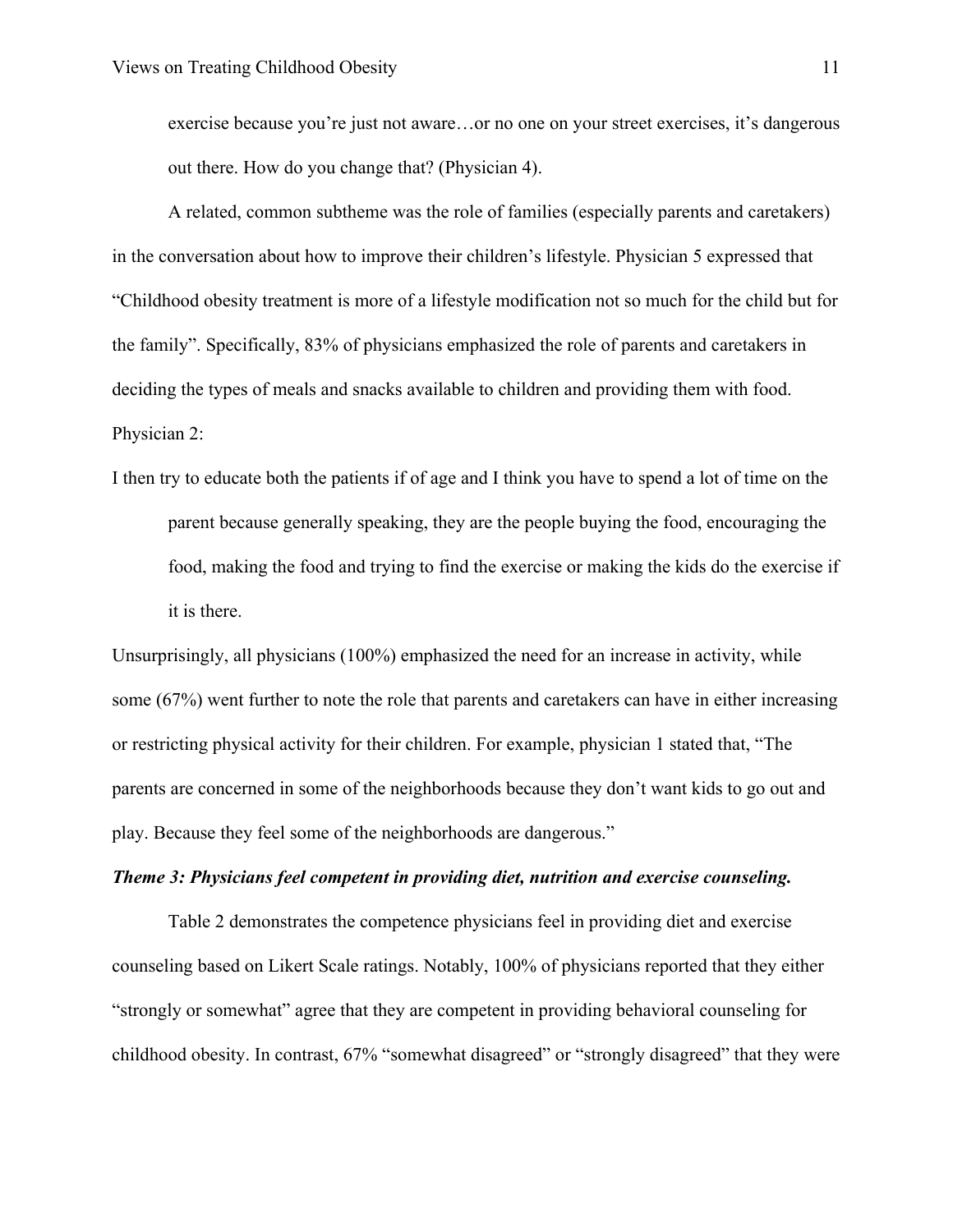exercise because you're just not aware…or no one on your street exercises, it's dangerous out there. How do you change that? (Physician 4).

A related, common subtheme was the role of families (especially parents and caretakers) in the conversation about how to improve their children's lifestyle. Physician 5 expressed that "Childhood obesity treatment is more of a lifestyle modification not so much for the child but for the family". Specifically, 83% of physicians emphasized the role of parents and caretakers in deciding the types of meals and snacks available to children and providing them with food. Physician 2:

I then try to educate both the patients if of age and I think you have to spend a lot of time on the parent because generally speaking, they are the people buying the food, encouraging the food, making the food and trying to find the exercise or making the kids do the exercise if it is there.

Unsurprisingly, all physicians (100%) emphasized the need for an increase in activity, while some (67%) went further to note the role that parents and caretakers can have in either increasing or restricting physical activity for their children. For example, physician 1 stated that, "The parents are concerned in some of the neighborhoods because they don't want kids to go out and play. Because they feel some of the neighborhoods are dangerous."

***Theme 3: Physicians feel competent in providing diet, nutrition and exercise counseling.***

Table 2 demonstrates the competence physicians feel in providing diet and exercise counseling based on Likert Scale ratings. Notably, 100% of physicians reported that they either "strongly or somewhat" agree that they are competent in providing behavioral counseling for childhood obesity. In contrast, 67% "somewhat disagreed" or "strongly disagreed" that they were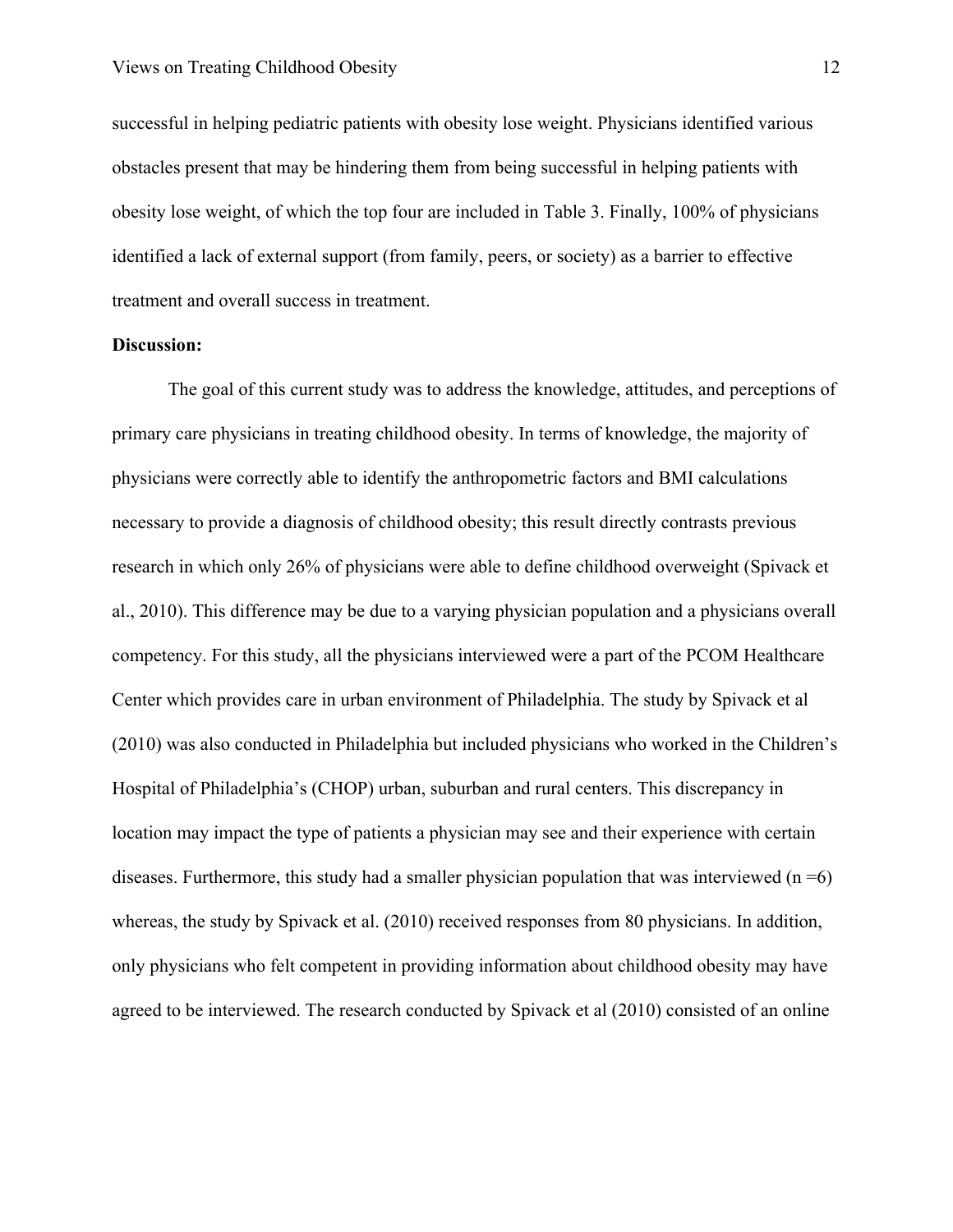successful in helping pediatric patients with obesity lose weight. Physicians identified various obstacles present that may be hindering them from being successful in helping patients with obesity lose weight, of which the top four are included in Table 3. Finally, 100% of physicians identified a lack of external support (from family, peers, or society) as a barrier to effective treatment and overall success in treatment.

**Discussion:**

The goal of this current study was to address the knowledge, attitudes, and perceptions of primary care physicians in treating childhood obesity. In terms of knowledge, the majority of physicians were correctly able to identify the anthropometric factors and BMI calculations necessary to provide a diagnosis of childhood obesity; this result directly contrasts previous research in which only 26% of physicians were able to define childhood overweight (Spivack et al., 2010). This difference may be due to a varying physician population and a physicians overall competency. For this study, all the physicians interviewed were a part of the PCOM Healthcare Center which provides care in urban environment of Philadelphia. The study by Spivack et al (2010) was also conducted in Philadelphia but included physicians who worked in the Children's Hospital of Philadelphia's (CHOP) urban, suburban and rural centers. This discrepancy in location may impact the type of patients a physician may see and their experience with certain diseases. Furthermore, this study had a smaller physician population that was interviewed (n =6) whereas, the study by Spivack et al. (2010) received responses from 80 physicians. In addition, only physicians who felt competent in providing information about childhood obesity may have agreed to be interviewed. The research conducted by Spivack et al (2010) consisted of an online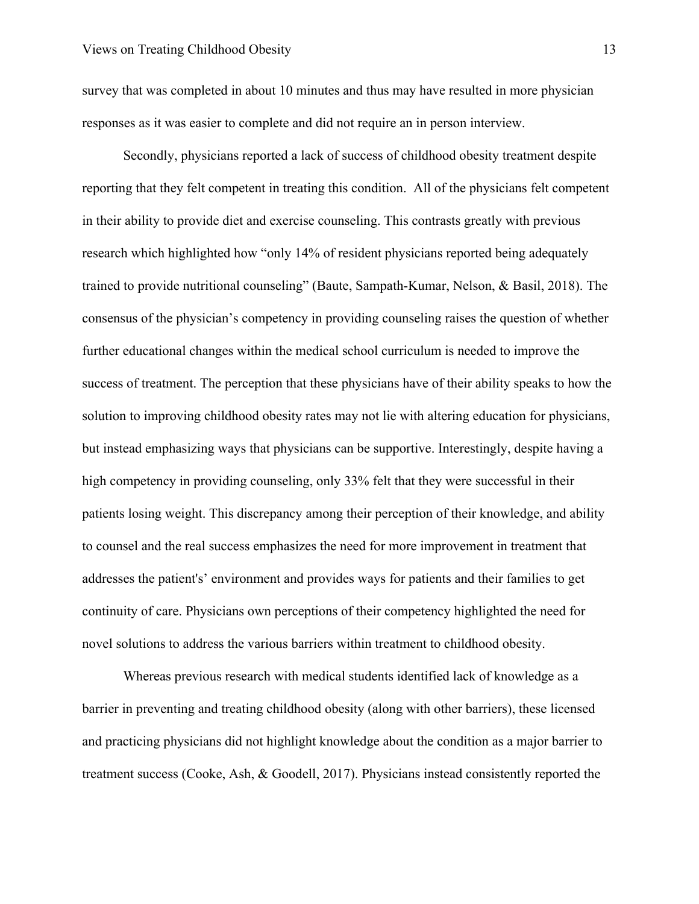survey that was completed in about 10 minutes and thus may have resulted in more physician responses as it was easier to complete and did not require an in person interview.

Secondly, physicians reported a lack of success of childhood obesity treatment despite reporting that they felt competent in treating this condition.  All of the physicians felt competent in their ability to provide diet and exercise counseling. This contrasts greatly with previous research which highlighted how "only 14% of resident physicians reported being adequately trained to provide nutritional counseling" (Baute, Sampath-Kumar, Nelson, & Basil, 2018). The consensus of the physician's competency in providing counseling raises the question of whether further educational changes within the medical school curriculum is needed to improve the success of treatment. The perception that these physicians have of their ability speaks to how the solution to improving childhood obesity rates may not lie with altering education for physicians, but instead emphasizing ways that physicians can be supportive. Interestingly, despite having a high competency in providing counseling, only 33% felt that they were successful in their patients losing weight. This discrepancy among their perception of their knowledge, and ability to counsel and the real success emphasizes the need for more improvement in treatment that addresses the patient's' environment and provides ways for patients and their families to get continuity of care. Physicians own perceptions of their competency highlighted the need for novel solutions to address the various barriers within treatment to childhood obesity.

Whereas previous research with medical students identified lack of knowledge as a barrier in preventing and treating childhood obesity (along with other barriers), these licensed and practicing physicians did not highlight knowledge about the condition as a major barrier to treatment success (Cooke, Ash, & Goodell, 2017). Physicians instead consistently reported the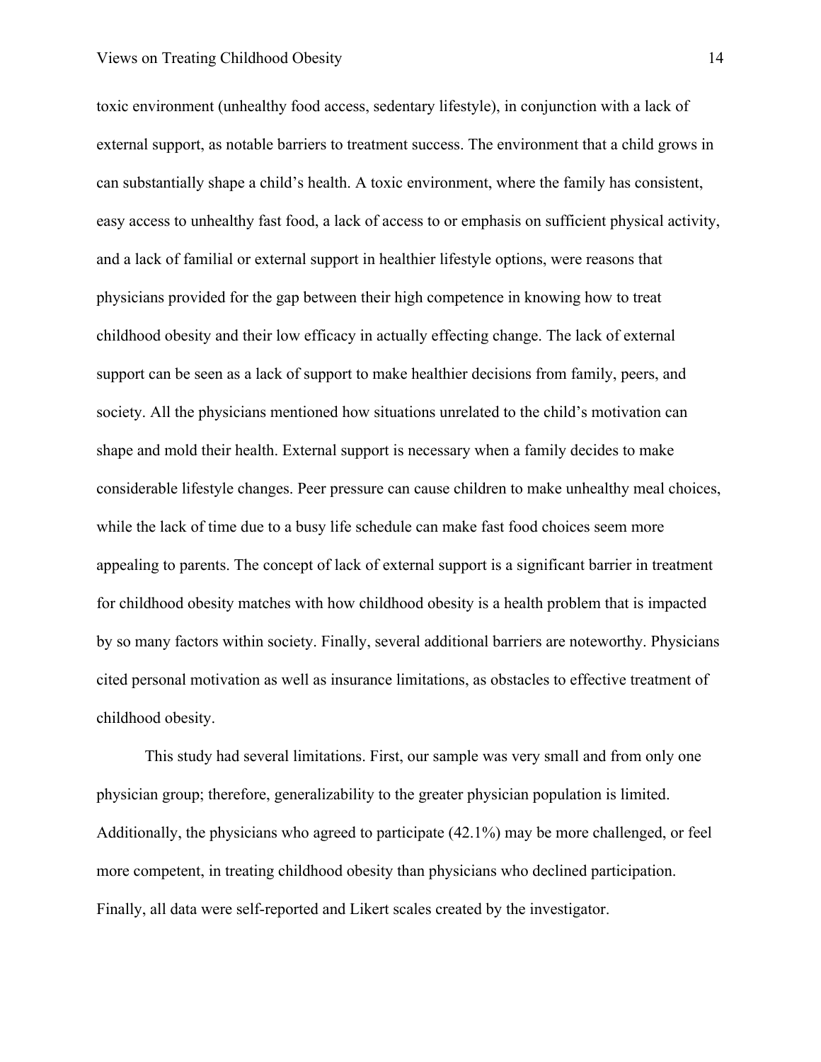toxic environment (unhealthy food access, sedentary lifestyle), in conjunction with a lack of external support, as notable barriers to treatment success. The environment that a child grows in can substantially shape a child's health. A toxic environment, where the family has consistent, easy access to unhealthy fast food, a lack of access to or emphasis on sufficient physical activity, and a lack of familial or external support in healthier lifestyle options, were reasons that physicians provided for the gap between their high competence in knowing how to treat childhood obesity and their low efficacy in actually effecting change. The lack of external support can be seen as a lack of support to make healthier decisions from family, peers, and society. All the physicians mentioned how situations unrelated to the child's motivation can shape and mold their health. External support is necessary when a family decides to make considerable lifestyle changes. Peer pressure can cause children to make unhealthy meal choices, while the lack of time due to a busy life schedule can make fast food choices seem more appealing to parents. The concept of lack of external support is a significant barrier in treatment for childhood obesity matches with how childhood obesity is a health problem that is impacted by so many factors within society. Finally, several additional barriers are noteworthy. Physicians cited personal motivation as well as insurance limitations, as obstacles to effective treatment of childhood obesity.

This study had several limitations. First, our sample was very small and from only one physician group; therefore, generalizability to the greater physician population is limited. Additionally, the physicians who agreed to participate (42.1%) may be more challenged, or feel more competent, in treating childhood obesity than physicians who declined participation. Finally, all data were self-reported and Likert scales created by the investigator.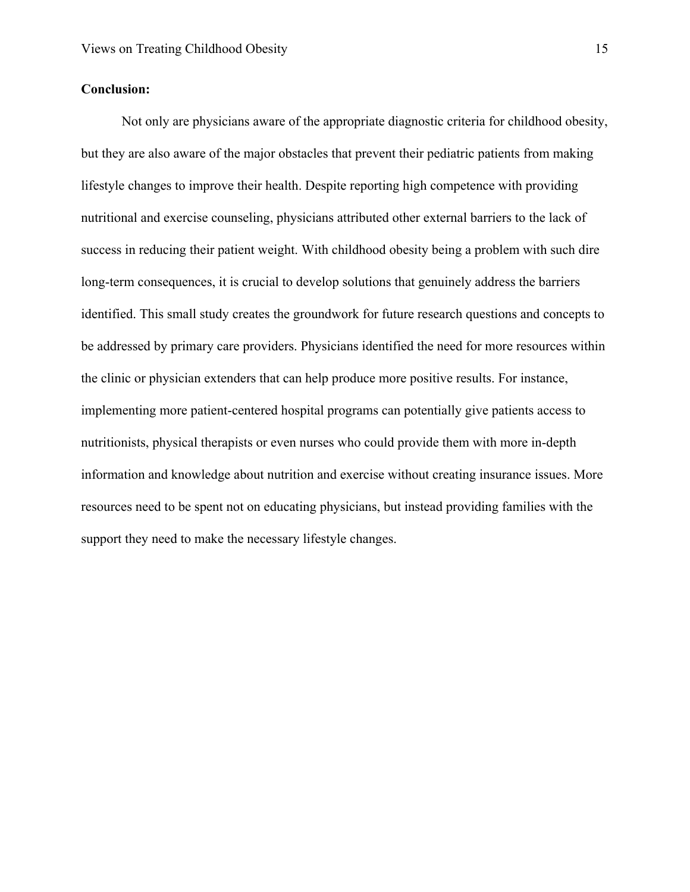**Conclusion:**

Not only are physicians aware of the appropriate diagnostic criteria for childhood obesity, but they are also aware of the major obstacles that prevent their pediatric patients from making lifestyle changes to improve their health. Despite reporting high competence with providing nutritional and exercise counseling, physicians attributed other external barriers to the lack of success in reducing their patient weight. With childhood obesity being a problem with such dire long-term consequences, it is crucial to develop solutions that genuinely address the barriers identified. This small study creates the groundwork for future research questions and concepts to be addressed by primary care providers. Physicians identified the need for more resources within the clinic or physician extenders that can help produce more positive results. For instance, implementing more patient-centered hospital programs can potentially give patients access to nutritionists, physical therapists or even nurses who could provide them with more in-depth information and knowledge about nutrition and exercise without creating insurance issues. More resources need to be spent not on educating physicians, but instead providing families with the support they need to make the necessary lifestyle changes.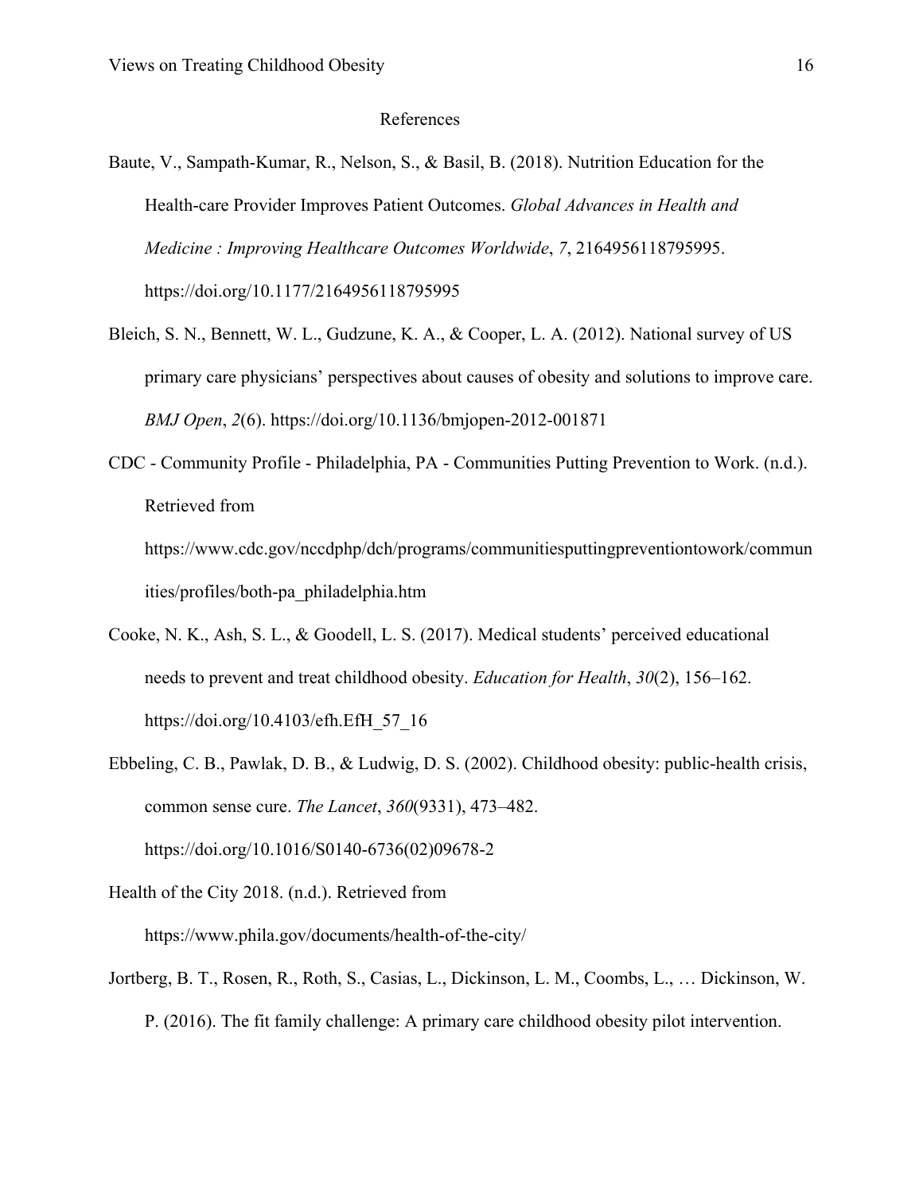# References

Baute, V., Sampath-Kumar, R., Nelson, S., & Basil, B. (2018). Nutrition Education for the Health-care Provider Improves Patient Outcomes. *Global Advances in Health and Medicine : Improving Healthcare Outcomes Worldwide*, *7*, 2164956118795995. https://doi.org/10.1177/2164956118795995

Bleich, S. N., Bennett, W. L., Gudzune, K. A., & Cooper, L. A. (2012). National survey of US primary care physicians' perspectives about causes of obesity and solutions to improve care. *BMJ Open*, *2*(6). https://doi.org/10.1136/bmjopen-2012-001871

CDC - Community Profile - Philadelphia, PA - Communities Putting Prevention to Work. (n.d.). Retrieved from https://www.cdc.gov/nccdphp/dch/programs/communitiesputtingpreventiontowork/communities/profiles/both-pa_philadelphia.htm

Cooke, N. K., Ash, S. L., & Goodell, L. S. (2017). Medical students' perceived educational needs to prevent and treat childhood obesity. *Education for Health*, *30*(2), 156–162. https://doi.org/10.4103/efh.EfH_57_16

Ebbeling, C. B., Pawlak, D. B., & Ludwig, D. S. (2002). Childhood obesity: public-health crisis, common sense cure. *The Lancet*, *360*(9331), 473–482. https://doi.org/10.1016/S0140-6736(02)09678-2

Health of the City 2018. (n.d.). Retrieved from https://www.phila.gov/documents/health-of-the-city/

Jortberg, B. T., Rosen, R., Roth, S., Casias, L., Dickinson, L. M., Coombs, L., … Dickinson, W. P. (2016). The fit family challenge: A primary care childhood obesity pilot intervention.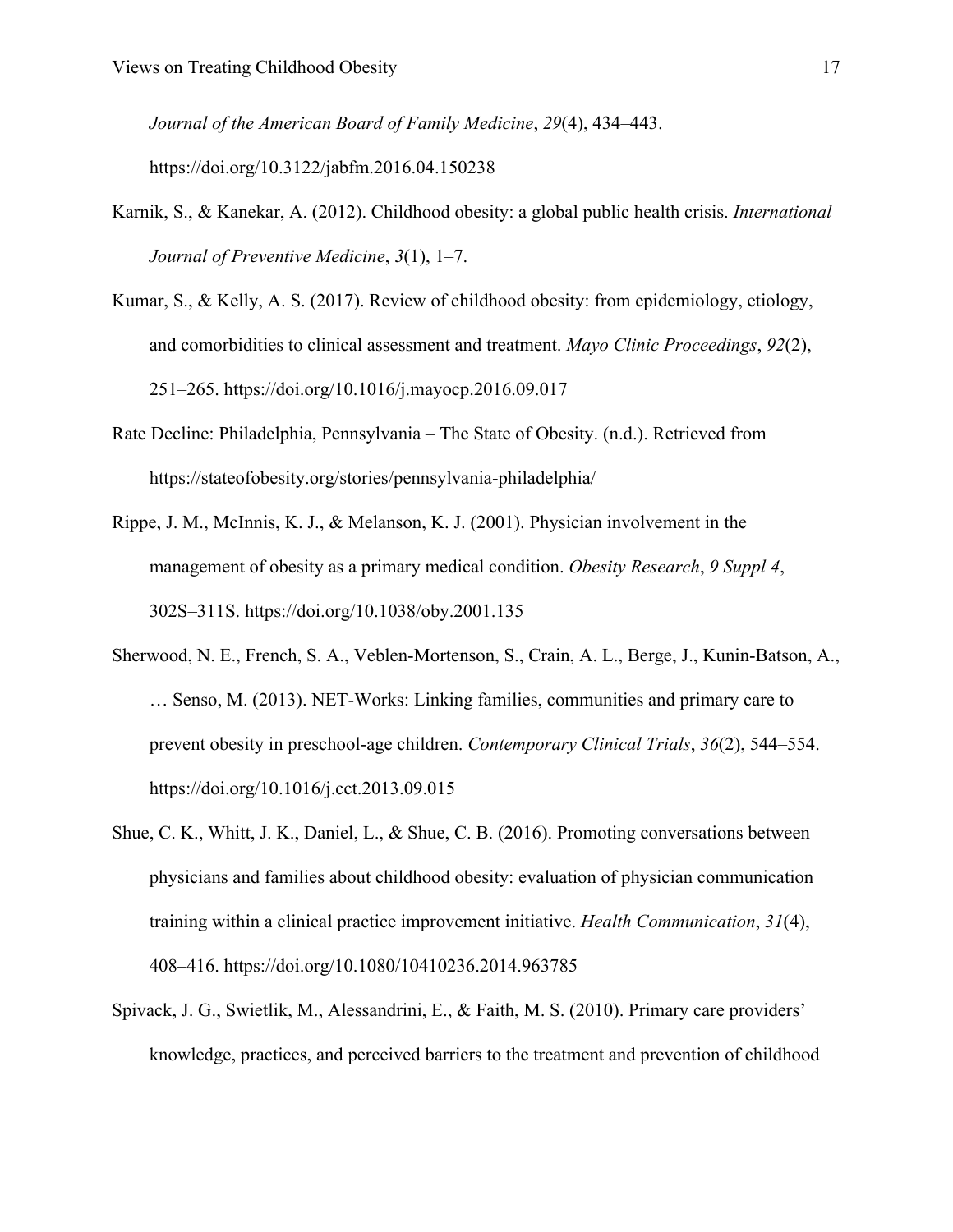*Journal of the American Board of Family Medicine*, *29*(4), 434–443. https://doi.org/10.3122/jabfm.2016.04.150238

Karnik, S., & Kanekar, A. (2012). Childhood obesity: a global public health crisis. *International Journal of Preventive Medicine*, *3*(1), 1–7.

Kumar, S., & Kelly, A. S. (2017). Review of childhood obesity: from epidemiology, etiology, and comorbidities to clinical assessment and treatment. *Mayo Clinic Proceedings*, *92*(2), 251–265. https://doi.org/10.1016/j.mayocp.2016.09.017

Rate Decline: Philadelphia, Pennsylvania – The State of Obesity. (n.d.). Retrieved from https://stateofobesity.org/stories/pennsylvania-philadelphia/

Rippe, J. M., McInnis, K. J., & Melanson, K. J. (2001). Physician involvement in the management of obesity as a primary medical condition. *Obesity Research*, *9 Suppl 4*, 302S–311S. https://doi.org/10.1038/oby.2001.135

Sherwood, N. E., French, S. A., Veblen-Mortenson, S., Crain, A. L., Berge, J., Kunin-Batson, A., … Senso, M. (2013). NET-Works: Linking families, communities and primary care to prevent obesity in preschool-age children. *Contemporary Clinical Trials*, *36*(2), 544–554. https://doi.org/10.1016/j.cct.2013.09.015

Shue, C. K., Whitt, J. K., Daniel, L., & Shue, C. B. (2016). Promoting conversations between physicians and families about childhood obesity: evaluation of physician communication training within a clinical practice improvement initiative. *Health Communication*, *31*(4), 408–416. https://doi.org/10.1080/10410236.2014.963785

Spivack, J. G., Swietlik, M., Alessandrini, E., & Faith, M. S. (2010). Primary care providers' knowledge, practices, and perceived barriers to the treatment and prevention of childhood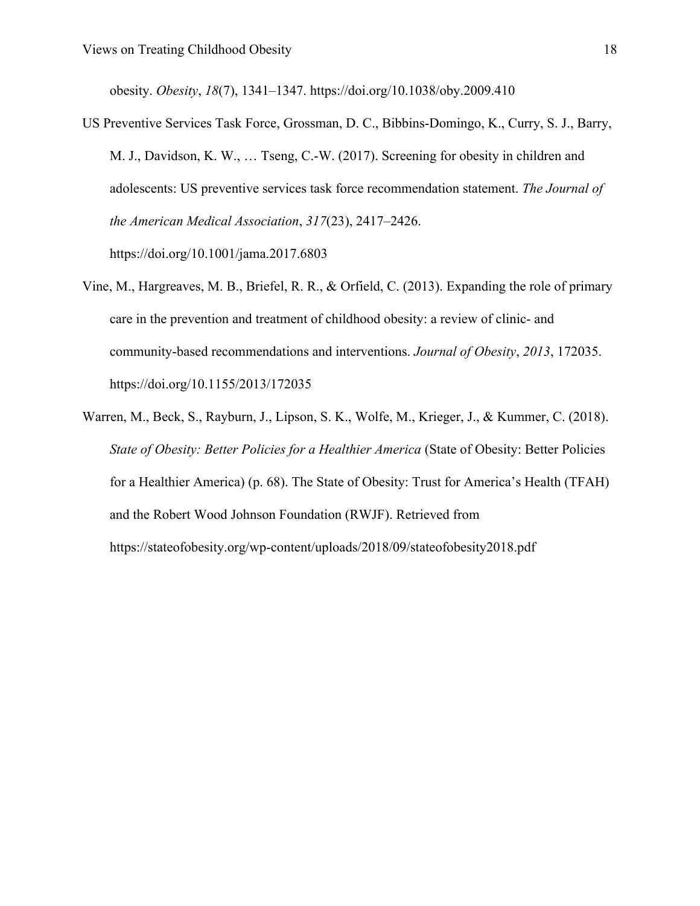obesity. *Obesity*, *18*(7), 1341–1347. https://doi.org/10.1038/oby.2009.410

US Preventive Services Task Force, Grossman, D. C., Bibbins-Domingo, K., Curry, S. J., Barry, M. J., Davidson, K. W., … Tseng, C.-W. (2017). Screening for obesity in children and adolescents: US preventive services task force recommendation statement. *The Journal of the American Medical Association*, *317*(23), 2417–2426. https://doi.org/10.1001/jama.2017.6803

Vine, M., Hargreaves, M. B., Briefel, R. R., & Orfield, C. (2013). Expanding the role of primary care in the prevention and treatment of childhood obesity: a review of clinic- and community-based recommendations and interventions. *Journal of Obesity*, *2013*, 172035. https://doi.org/10.1155/2013/172035

Warren, M., Beck, S., Rayburn, J., Lipson, S. K., Wolfe, M., Krieger, J., & Kummer, C. (2018). *State of Obesity: Better Policies for a Healthier America* (State of Obesity: Better Policies for a Healthier America) (p. 68). The State of Obesity: Trust for America's Health (TFAH) and the Robert Wood Johnson Foundation (RWJF). Retrieved from https://stateofobesity.org/wp-content/uploads/2018/09/stateofobesity2018.pdf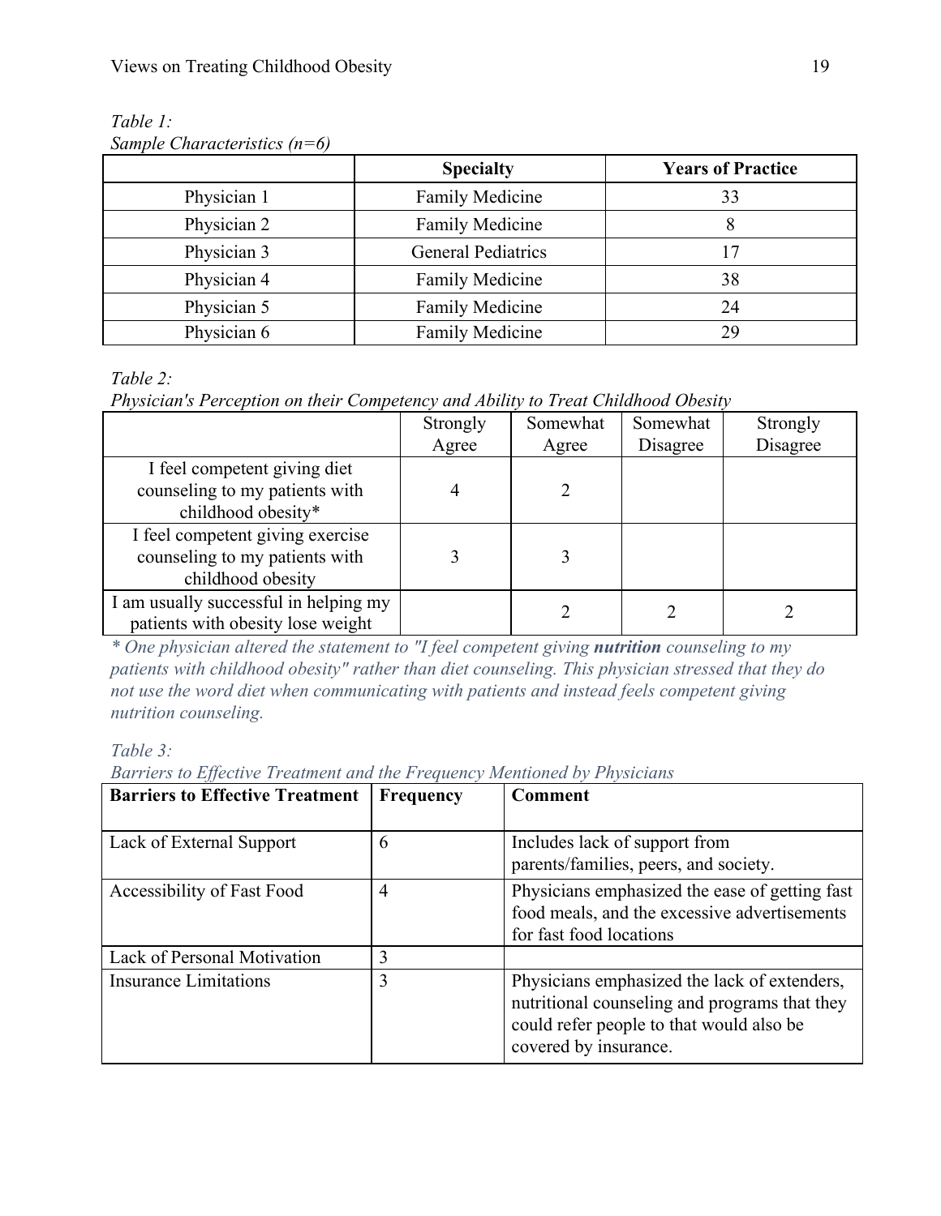*Table 1:*
*Sample Characteristics (n=6)*

| | **Specialty** | **Years of Practice** |
|---|---|---|
| Physician 1 | Family Medicine | 33 |
| Physician 2 | Family Medicine | 8 |
| Physician 3 | General Pediatrics | 17 |
| Physician 4 | Family Medicine | 38 |
| Physician 5 | Family Medicine | 24 |
| Physician 6 | Family Medicine | 29 |

*Table 2:*
*Physician's Perception on their Competency and Ability to Treat Childhood Obesity*

| | Strongly Agree | Somewhat Agree | Somewhat Disagree | Strongly Disagree |
|---|---|---|---|---|
| I feel competent giving diet counseling to my patients with childhood obesity* | 4 | 2 | | |
| I feel competent giving exercise counseling to my patients with childhood obesity | 3 | 3 | | |
| I am usually successful in helping my patients with obesity lose weight | | 2 | 2 | 2 |

*\* One physician altered the statement to "I feel competent giving **nutrition** counseling to my patients with childhood obesity" rather than diet counseling. This physician stressed that they do not use the word diet when communicating with patients and instead feels competent giving nutrition counseling.*

*Table 3:*
*Barriers to Effective Treatment and the Frequency Mentioned by Physicians*

| **Barriers to Effective Treatment** | **Frequency** | **Comment** |
|---|---|---|
| Lack of External Support | 6 | Includes lack of support from parents/families, peers, and society. |
| Accessibility of Fast Food | 4 | Physicians emphasized the ease of getting fast food meals, and the excessive advertisements for fast food locations |
| Lack of Personal Motivation | 3 | |
| Insurance Limitations | 3 | Physicians emphasized the lack of extenders, nutritional counseling and programs that they could refer people to that would also be covered by insurance. |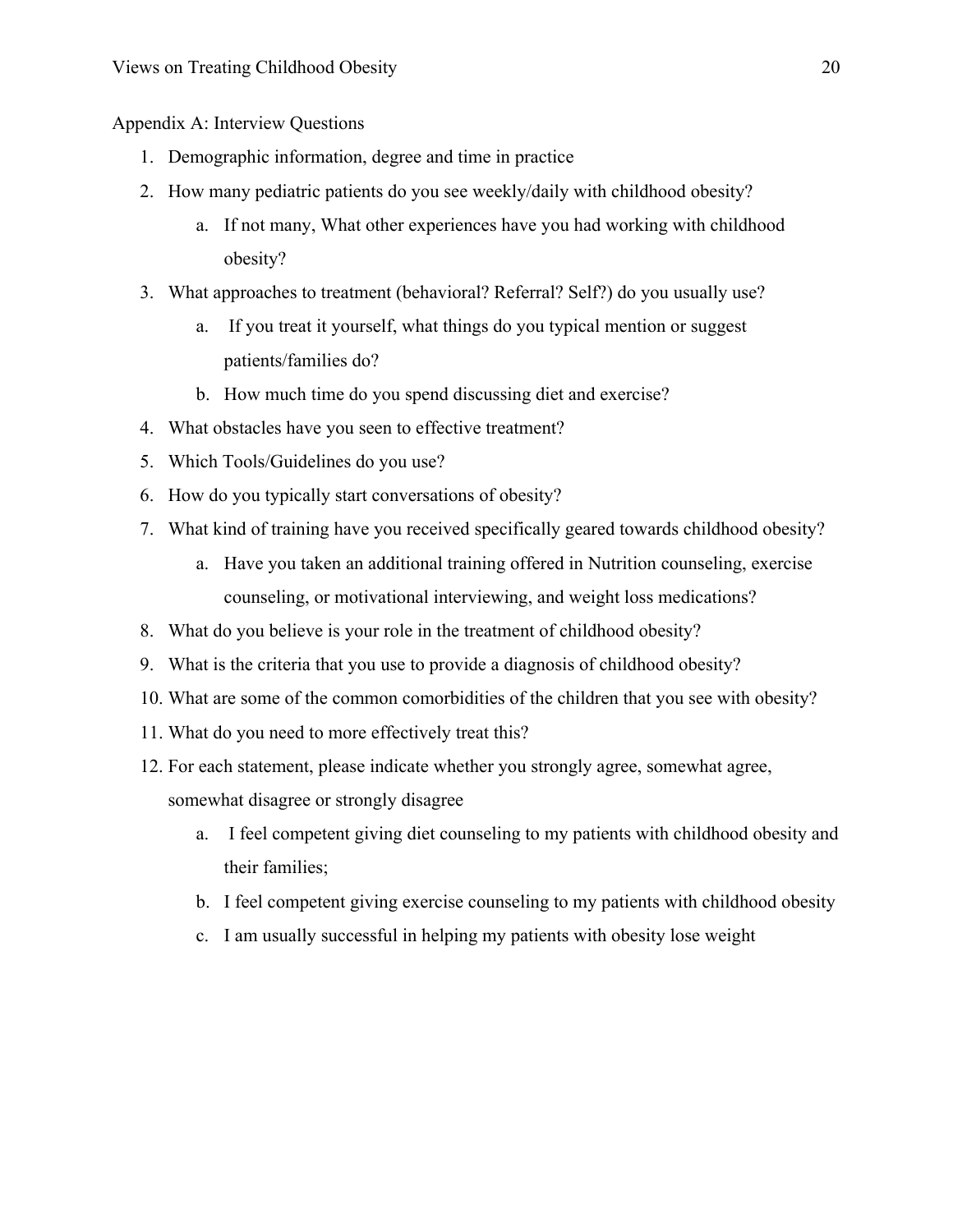Appendix A: Interview Questions

1. Demographic information, degree and time in practice
2. How many pediatric patients do you see weekly/daily with childhood obesity?
   a. If not many, What other experiences have you had working with childhood obesity?
3. What approaches to treatment (behavioral? Referral? Self?) do you usually use?
   a. If you treat it yourself, what things do you typical mention or suggest patients/families do?
   b. How much time do you spend discussing diet and exercise?
4. What obstacles have you seen to effective treatment?
5. Which Tools/Guidelines do you use?
6. How do you typically start conversations of obesity?
7. What kind of training have you received specifically geared towards childhood obesity?
   a. Have you taken an additional training offered in Nutrition counseling, exercise counseling, or motivational interviewing, and weight loss medications?
8. What do you believe is your role in the treatment of childhood obesity?
9. What is the criteria that you use to provide a diagnosis of childhood obesity?
10. What are some of the common comorbidities of the children that you see with obesity?
11. What do you need to more effectively treat this?
12. For each statement, please indicate whether you strongly agree, somewhat agree, somewhat disagree or strongly disagree
    a. I feel competent giving diet counseling to my patients with childhood obesity and their families;
    b. I feel competent giving exercise counseling to my patients with childhood obesity
    c. I am usually successful in helping my patients with obesity lose weight